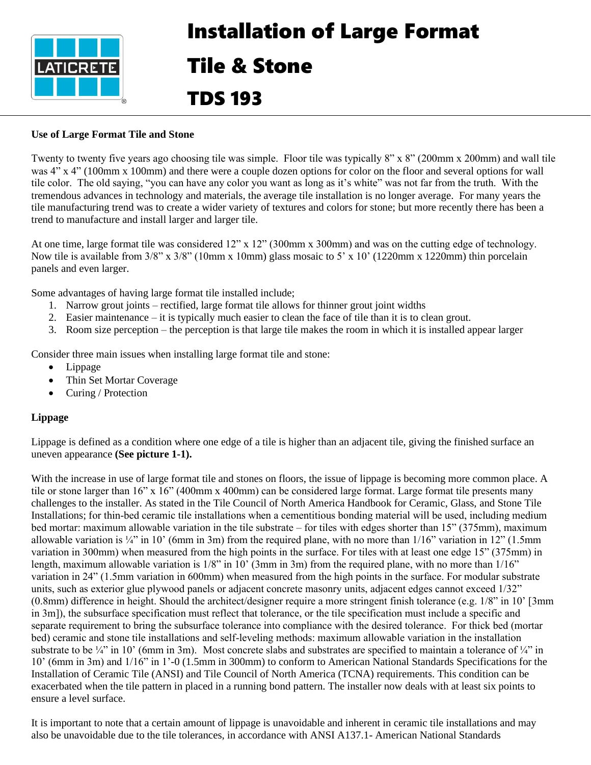# Installation of Large Format Tile & Stone

# TDS 193

**Use of Large Format Tile and Stone**

Twenty to twenty five years ago choosing tile was simple. Floor tile was typically 8" x 8" (200mm x 200mm) and wall tile was 4" x 4" (100mm x 100mm) and there were a couple dozen options for color on the floor and several options for wall tile color. The old saying, "you can have any color you want as long as it's white" was not far from the truth. With the tremendous advances in technology and materials, the average tile installation is no longer average. For many years the tile manufacturing trend was to create a wider variety of textures and colors for stone; but more recently there has been a trend to manufacture and install larger and larger tile.

At one time, large format tile was considered 12" x 12" (300mm x 300mm) and was on the cutting edge of technology. Now tile is available from 3/8" x 3/8" (10mm x 10mm) glass mosaic to 5' x 10' (1220mm x 1220mm) thin porcelain panels and even larger.

Some advantages of having large format tile installed include;

1. Narrow grout joints – rectified, large format tile allows for thinner grout joint widths
2. Easier maintenance – it is typically much easier to clean the face of tile than it is to clean grout.
3. Room size perception – the perception is that large tile makes the room in which it is installed appear larger

Consider three main issues when installing large format tile and stone:

- Lippage
- Thin Set Mortar Coverage
- Curing / Protection

**Lippage**

Lippage is defined as a condition where one edge of a tile is higher than an adjacent tile, giving the finished surface an uneven appearance **(See picture 1-1).**

With the increase in use of large format tile and stones on floors, the issue of lippage is becoming more common place. A tile or stone larger than 16" x 16" (400mm x 400mm) can be considered large format. Large format tile presents many challenges to the installer. As stated in the Tile Council of North America Handbook for Ceramic, Glass, and Stone Tile Installations; for thin-bed ceramic tile installations when a cementitious bonding material will be used, including medium bed mortar: maximum allowable variation in the tile substrate – for tiles with edges shorter than 15" (375mm), maximum allowable variation is ¼" in 10' (6mm in 3m) from the required plane, with no more than 1/16" variation in 12" (1.5mm variation in 300mm) when measured from the high points in the surface. For tiles with at least one edge 15" (375mm) in length, maximum allowable variation is 1/8" in 10' (3mm in 3m) from the required plane, with no more than 1/16" variation in 24" (1.5mm variation in 600mm) when measured from the high points in the surface. For modular substrate units, such as exterior glue plywood panels or adjacent concrete masonry units, adjacent edges cannot exceed 1/32" (0.8mm) difference in height. Should the architect/designer require a more stringent finish tolerance (e.g. 1/8" in 10' [3mm in 3m]), the subsurface specification must reflect that tolerance, or the tile specification must include a specific and separate requirement to bring the subsurface tolerance into compliance with the desired tolerance. For thick bed (mortar bed) ceramic and stone tile installations and self-leveling methods: maximum allowable variation in the installation substrate to be ¼" in 10' (6mm in 3m). Most concrete slabs and substrates are specified to maintain a tolerance of ¼" in 10' (6mm in 3m) and 1/16" in 1'-0 (1.5mm in 300mm) to conform to American National Standards Specifications for the Installation of Ceramic Tile (ANSI) and Tile Council of North America (TCNA) requirements. This condition can be exacerbated when the tile pattern in placed in a running bond pattern. The installer now deals with at least six points to ensure a level surface.

It is important to note that a certain amount of lippage is unavoidable and inherent in ceramic tile installations and may also be unavoidable due to the tile tolerances, in accordance with ANSI A137.1- American National Standards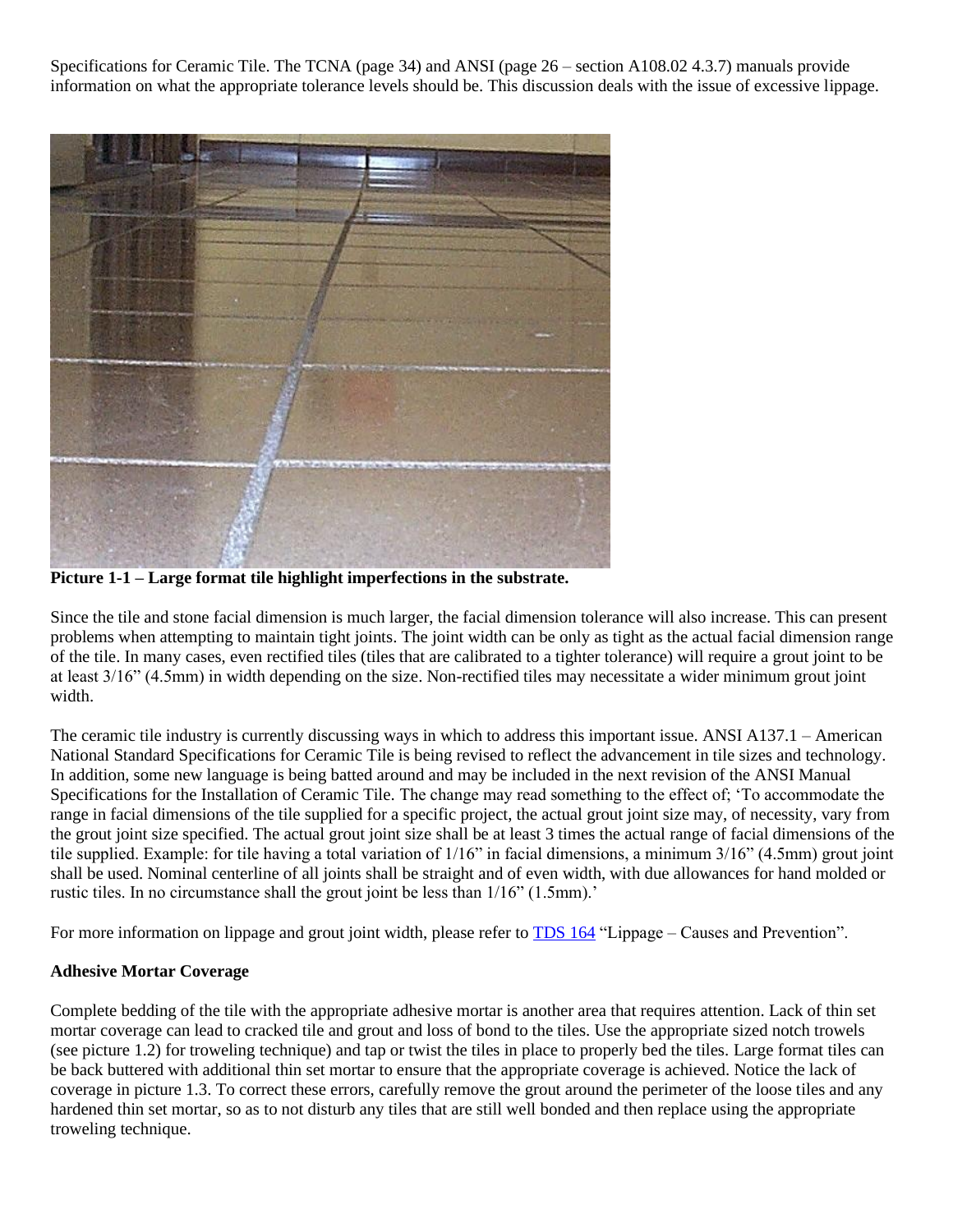Specifications for Ceramic Tile. The TCNA (page 34) and ANSI (page 26 – section A108.02 4.3.7) manuals provide information on what the appropriate tolerance levels should be. This discussion deals with the issue of excessive lippage.

**Picture 1-1 – Large format tile highlight imperfections in the substrate.**

Since the tile and stone facial dimension is much larger, the facial dimension tolerance will also increase. This can present problems when attempting to maintain tight joints. The joint width can be only as tight as the actual facial dimension range of the tile. In many cases, even rectified tiles (tiles that are calibrated to a tighter tolerance) will require a grout joint to be at least 3/16" (4.5mm) in width depending on the size. Non-rectified tiles may necessitate a wider minimum grout joint width.

The ceramic tile industry is currently discussing ways in which to address this important issue. ANSI A137.1 – American National Standard Specifications for Ceramic Tile is being revised to reflect the advancement in tile sizes and technology. In addition, some new language is being batted around and may be included in the next revision of the ANSI Manual Specifications for the Installation of Ceramic Tile. The change may read something to the effect of; 'To accommodate the range in facial dimensions of the tile supplied for a specific project, the actual grout joint size may, of necessity, vary from the grout joint size specified. The actual grout joint size shall be at least 3 times the actual range of facial dimensions of the tile supplied. Example: for tile having a total variation of 1/16" in facial dimensions, a minimum 3/16" (4.5mm) grout joint shall be used. Nominal centerline of all joints shall be straight and of even width, with due allowances for hand molded or rustic tiles. In no circumstance shall the grout joint be less than 1/16" (1.5mm).'

For more information on lippage and grout joint width, please refer to TDS 164 "Lippage – Causes and Prevention".

**Adhesive Mortar Coverage**

Complete bedding of the tile with the appropriate adhesive mortar is another area that requires attention. Lack of thin set mortar coverage can lead to cracked tile and grout and loss of bond to the tiles. Use the appropriate sized notch trowels (see picture 1.2) for troweling technique) and tap or twist the tiles in place to properly bed the tiles. Large format tiles can be back buttered with additional thin set mortar to ensure that the appropriate coverage is achieved. Notice the lack of coverage in picture 1.3. To correct these errors, carefully remove the grout around the perimeter of the loose tiles and any hardened thin set mortar, so as to not disturb any tiles that are still well bonded and then replace using the appropriate troweling technique.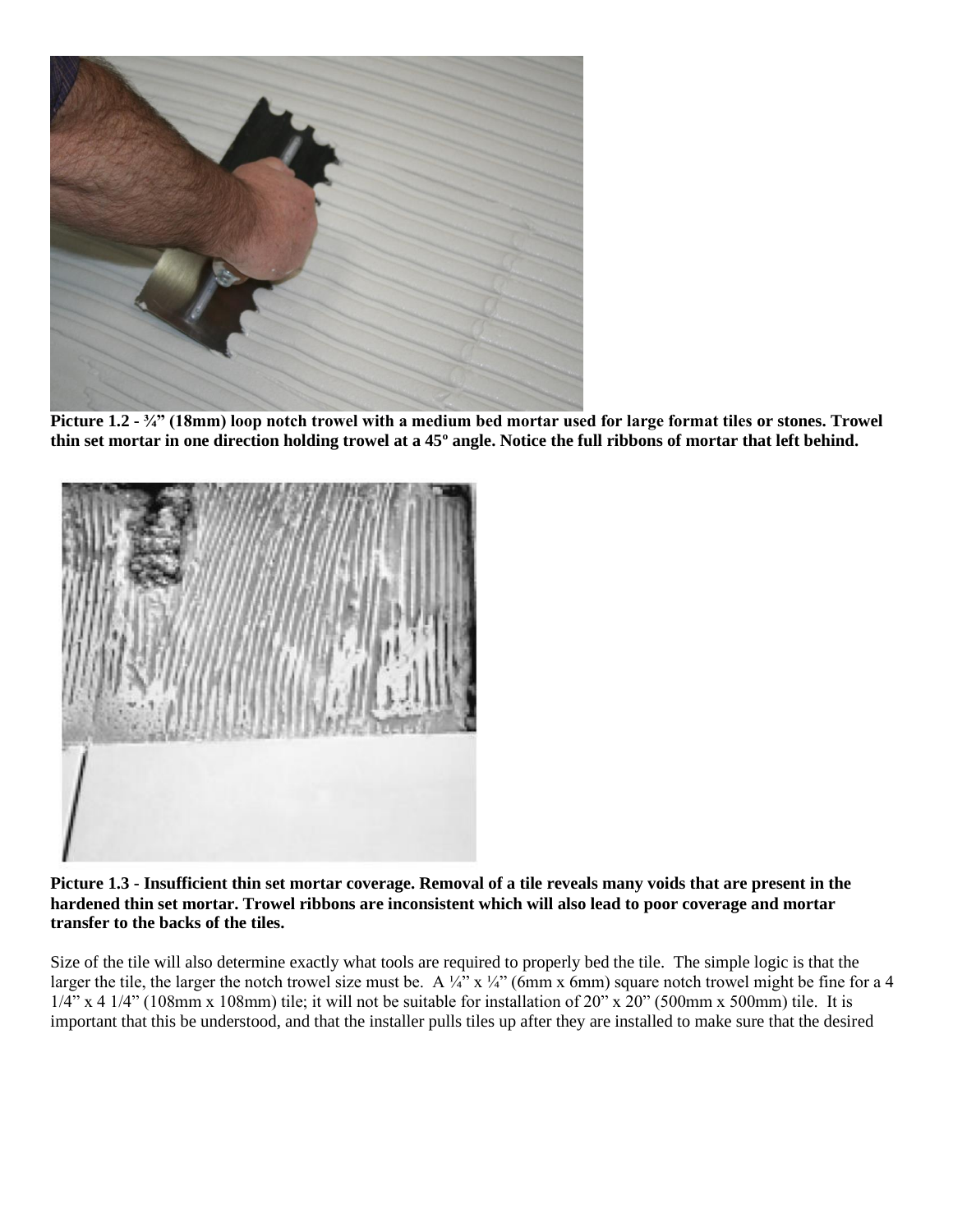**Picture 1.2 - ¾" (18mm) loop notch trowel with a medium bed mortar used for large format tiles or stones. Trowel thin set mortar in one direction holding trowel at a 45º angle. Notice the full ribbons of mortar that left behind.**

**Picture 1.3 - Insufficient thin set mortar coverage. Removal of a tile reveals many voids that are present in the hardened thin set mortar. Trowel ribbons are inconsistent which will also lead to poor coverage and mortar transfer to the backs of the tiles.**

Size of the tile will also determine exactly what tools are required to properly bed the tile. The simple logic is that the larger the tile, the larger the notch trowel size must be. A ¼" x ¼" (6mm x 6mm) square notch trowel might be fine for a 4 1/4" x 4 1/4" (108mm x 108mm) tile; it will not be suitable for installation of 20" x 20" (500mm x 500mm) tile. It is important that this be understood, and that the installer pulls tiles up after they are installed to make sure that the desired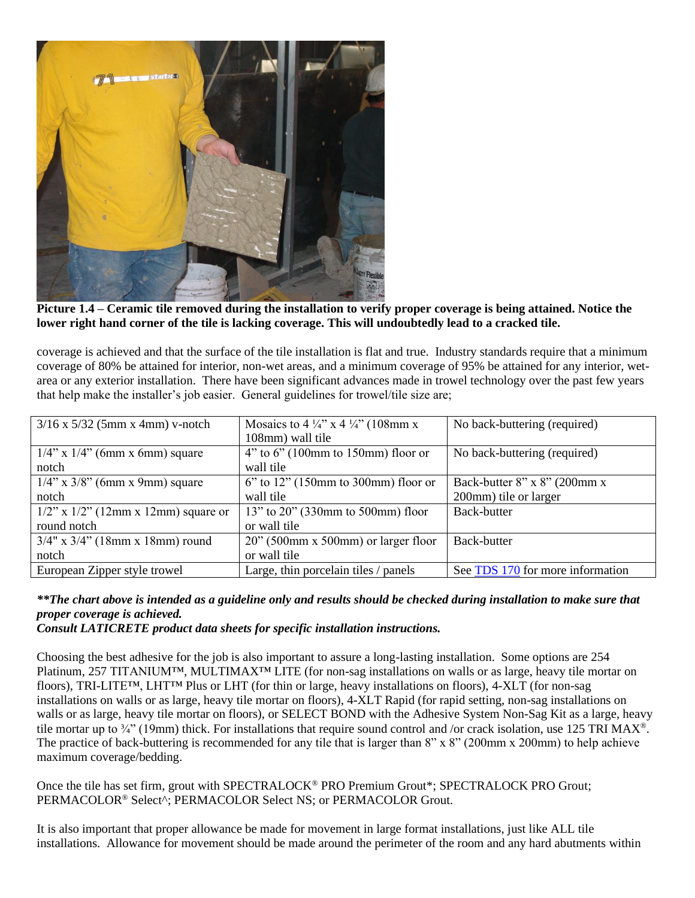**Picture 1.4 – Ceramic tile removed during the installation to verify proper coverage is being attained. Notice the lower right hand corner of the tile is lacking coverage. This will undoubtedly lead to a cracked tile.**

coverage is achieved and that the surface of the tile installation is flat and true. Industry standards require that a minimum coverage of 80% be attained for interior, non-wet areas, and a minimum coverage of 95% be attained for any interior, wet-area or any exterior installation. There have been significant advances made in trowel technology over the past few years that help make the installer's job easier. General guidelines for trowel/tile size are;

| | | |
|---|---|---|
| 3/16 x 5/32 (5mm x 4mm) v-notch | Mosaics to 4 ¼" x 4 ¼" (108mm x 108mm) wall tile | No back-buttering (required) |
| 1/4" x 1/4" (6mm x 6mm) square notch | 4" to 6" (100mm to 150mm) floor or wall tile | No back-buttering (required) |
| 1/4" x 3/8" (6mm x 9mm) square notch | 6" to 12" (150mm to 300mm) floor or wall tile | Back-butter 8" x 8" (200mm x 200mm) tile or larger |
| 1/2" x 1/2" (12mm x 12mm) square or round notch | 13" to 20" (330mm to 500mm) floor or wall tile | Back-butter |
| 3/4" x 3/4" (18mm x 18mm) round notch | 20" (500mm x 500mm) or larger floor or wall tile | Back-butter |
| European Zipper style trowel | Large, thin porcelain tiles / panels | See TDS 170 for more information |

***\*\*The chart above is intended as a guideline only and results should be checked during installation to make sure that proper coverage is achieved.***
***Consult LATICRETE product data sheets for specific installation instructions.***

Choosing the best adhesive for the job is also important to assure a long-lasting installation. Some options are 254 Platinum, 257 TITANIUM™, MULTIMAX™ LITE (for non-sag installations on walls or as large, heavy tile mortar on floors), TRI-LITE™, LHT™ Plus or LHT (for thin or large, heavy installations on floors), 4-XLT (for non-sag installations on walls or as large, heavy tile mortar on floors), 4-XLT Rapid (for rapid setting, non-sag installations on walls or as large, heavy tile mortar on floors), or SELECT BOND with the Adhesive System Non-Sag Kit as a large, heavy tile mortar up to ¾" (19mm) thick. For installations that require sound control and /or crack isolation, use 125 TRI MAX®. The practice of back-buttering is recommended for any tile that is larger than 8" x 8" (200mm x 200mm) to help achieve maximum coverage/bedding.

Once the tile has set firm, grout with SPECTRALOCK® PRO Premium Grout*; SPECTRALOCK PRO Grout; PERMACOLOR® Select^; PERMACOLOR Select NS; or PERMACOLOR Grout.

It is also important that proper allowance be made for movement in large format installations, just like ALL tile installations. Allowance for movement should be made around the perimeter of the room and any hard abutments within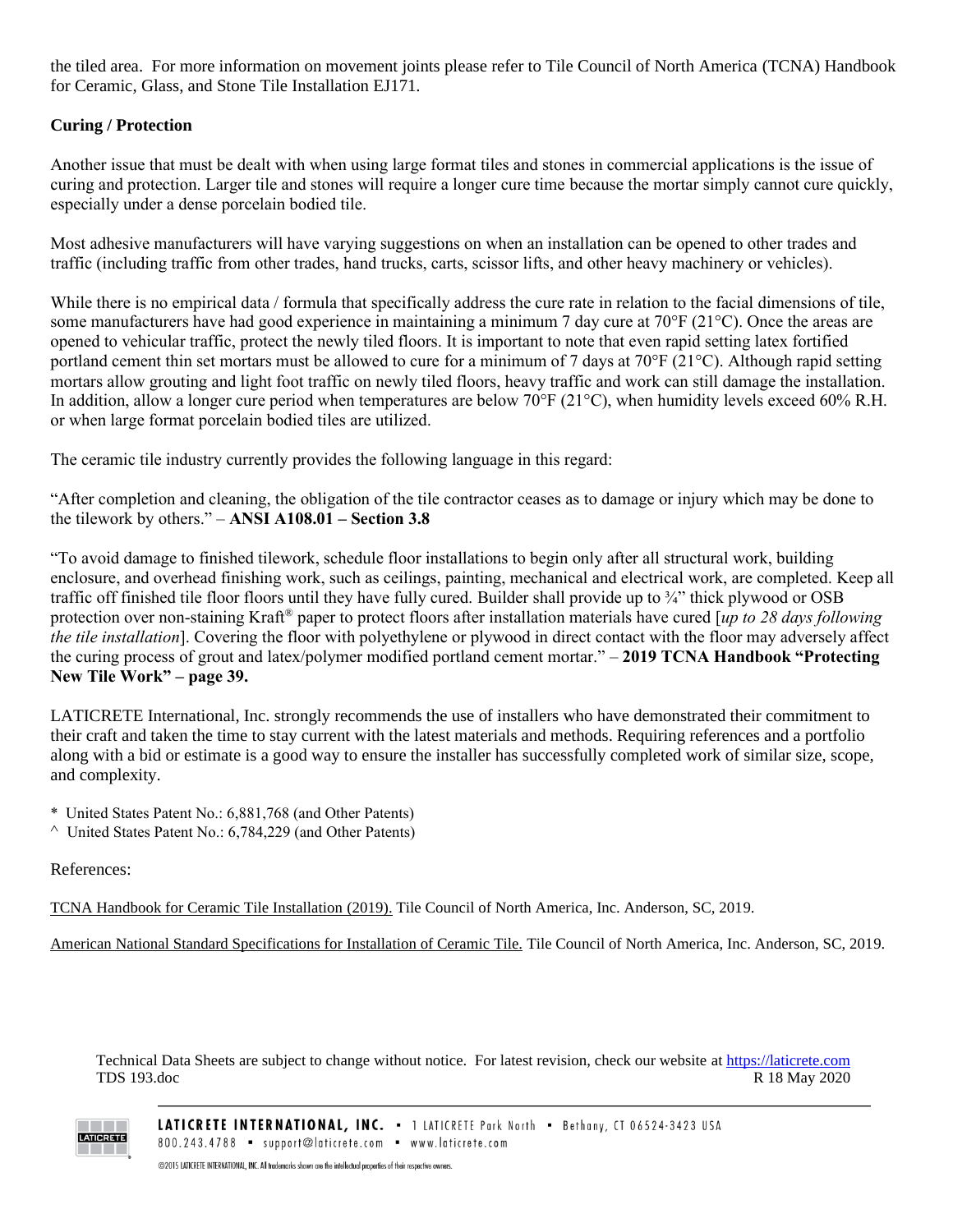the tiled area. For more information on movement joints please refer to Tile Council of North America (TCNA) Handbook for Ceramic, Glass, and Stone Tile Installation EJ171.

**Curing / Protection**

Another issue that must be dealt with when using large format tiles and stones in commercial applications is the issue of curing and protection. Larger tile and stones will require a longer cure time because the mortar simply cannot cure quickly, especially under a dense porcelain bodied tile.

Most adhesive manufacturers will have varying suggestions on when an installation can be opened to other trades and traffic (including traffic from other trades, hand trucks, carts, scissor lifts, and other heavy machinery or vehicles).

While there is no empirical data / formula that specifically address the cure rate in relation to the facial dimensions of tile, some manufacturers have had good experience in maintaining a minimum 7 day cure at 70°F (21°C). Once the areas are opened to vehicular traffic, protect the newly tiled floors. It is important to note that even rapid setting latex fortified portland cement thin set mortars must be allowed to cure for a minimum of 7 days at 70°F (21°C). Although rapid setting mortars allow grouting and light foot traffic on newly tiled floors, heavy traffic and work can still damage the installation. In addition, allow a longer cure period when temperatures are below 70°F (21°C), when humidity levels exceed 60% R.H. or when large format porcelain bodied tiles are utilized.

The ceramic tile industry currently provides the following language in this regard:

"After completion and cleaning, the obligation of the tile contractor ceases as to damage or injury which may be done to the tilework by others." – **ANSI A108.01 – Section 3.8**

"To avoid damage to finished tilework, schedule floor installations to begin only after all structural work, building enclosure, and overhead finishing work, such as ceilings, painting, mechanical and electrical work, are completed. Keep all traffic off finished tile floor floors until they have fully cured. Builder shall provide up to ¾" thick plywood or OSB protection over non-staining Kraft® paper to protect floors after installation materials have cured [*up to 28 days following the tile installation*]. Covering the floor with polyethylene or plywood in direct contact with the floor may adversely affect the curing process of grout and latex/polymer modified portland cement mortar." – **2019 TCNA Handbook "Protecting New Tile Work" – page 39.**

LATICRETE International, Inc. strongly recommends the use of installers who have demonstrated their commitment to their craft and taken the time to stay current with the latest materials and methods. Requiring references and a portfolio along with a bid or estimate is a good way to ensure the installer has successfully completed work of similar size, scope, and complexity.

\* United States Patent No.: 6,881,768 (and Other Patents)
^ United States Patent No.: 6,784,229 (and Other Patents)

References:

TCNA Handbook for Ceramic Tile Installation (2019). Tile Council of North America, Inc. Anderson, SC, 2019.

American National Standard Specifications for Installation of Ceramic Tile. Tile Council of North America, Inc. Anderson, SC, 2019.

Technical Data Sheets are subject to change without notice. For latest revision, check our website at https://laticrete.com
TDS 193.doc R 18 May 2020

**LATICRETE INTERNATIONAL, INC.** ▪ 1 LATICRETE Park North ▪ Bethany, CT 06524-3423 USA
800.243.4788 ▪ support@laticrete.com ▪ www.laticrete.com

©2015 LATICRETE INTERNATIONAL, INC. All trademarks shown are the intellectual properties of their respective owners.